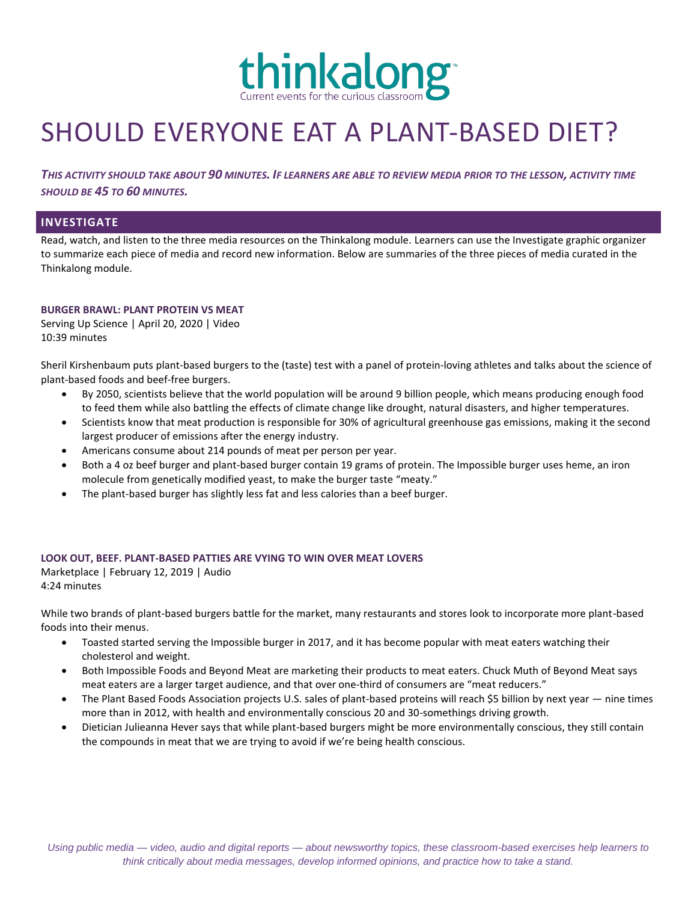thinkalong™

Current events for the curious classroom

# SHOULD EVERYONE EAT A PLANT-BASED DIET?

***THIS ACTIVITY SHOULD TAKE ABOUT 90 MINUTES. IF LEARNERS ARE ABLE TO REVIEW MEDIA PRIOR TO THE LESSON, ACTIVITY TIME SHOULD BE 45 TO 60 MINUTES.***

## INVESTIGATE

Read, watch, and listen to the three media resources on the Thinkalong module. Learners can use the Investigate graphic organizer to summarize each piece of media and record new information. Below are summaries of the three pieces of media curated in the Thinkalong module.

### BURGER BRAWL: PLANT PROTEIN VS MEAT

Serving Up Science | April 20, 2020 | Video
10:39 minutes

Sheril Kirshenbaum puts plant-based burgers to the (taste) test with a panel of protein-loving athletes and talks about the science of plant-based foods and beef-free burgers.

- By 2050, scientists believe that the world population will be around 9 billion people, which means producing enough food to feed them while also battling the effects of climate change like drought, natural disasters, and higher temperatures.
- Scientists know that meat production is responsible for 30% of agricultural greenhouse gas emissions, making it the second largest producer of emissions after the energy industry.
- Americans consume about 214 pounds of meat per person per year.
- Both a 4 oz beef burger and plant-based burger contain 19 grams of protein. The Impossible burger uses heme, an iron molecule from genetically modified yeast, to make the burger taste "meaty."
- The plant-based burger has slightly less fat and less calories than a beef burger.

### LOOK OUT, BEEF. PLANT-BASED PATTIES ARE VYING TO WIN OVER MEAT LOVERS

Marketplace | February 12, 2019 | Audio
4:24 minutes

While two brands of plant-based burgers battle for the market, many restaurants and stores look to incorporate more plant-based foods into their menus.

- Toasted started serving the Impossible burger in 2017, and it has become popular with meat eaters watching their cholesterol and weight.
- Both Impossible Foods and Beyond Meat are marketing their products to meat eaters. Chuck Muth of Beyond Meat says meat eaters are a larger target audience, and that over one-third of consumers are "meat reducers."
- The Plant Based Foods Association projects U.S. sales of plant-based proteins will reach $5 billion by next year — nine times more than in 2012, with health and environmentally conscious 20 and 30-somethings driving growth.
- Dietician Julieanna Hever says that while plant-based burgers might be more environmentally conscious, they still contain the compounds in meat that we are trying to avoid if we're being health conscious.

*Using public media — video, audio and digital reports — about newsworthy topics, these classroom-based exercises help learners to think critically about media messages, develop informed opinions, and practice how to take a stand.*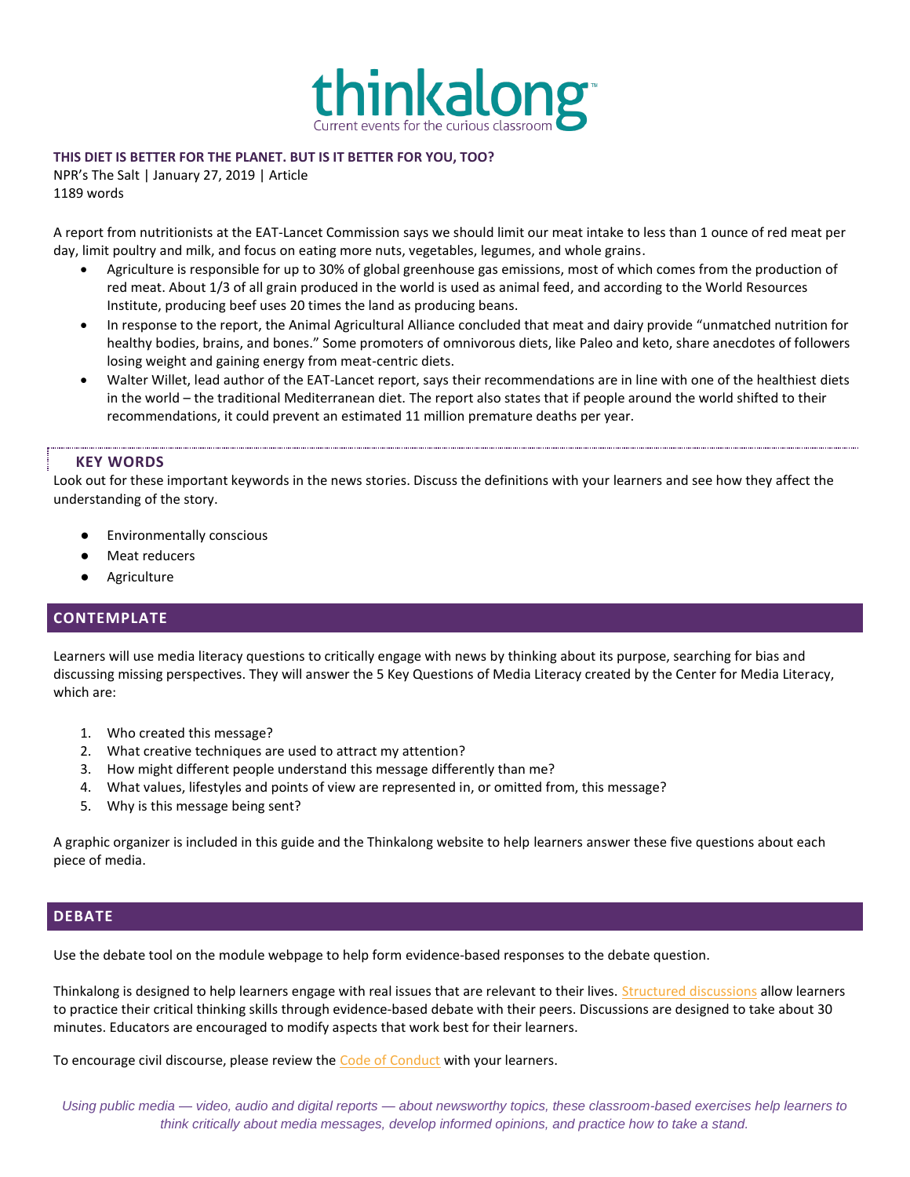# thinkalong

Current events for the curious classroom

**THIS DIET IS BETTER FOR THE PLANET. BUT IS IT BETTER FOR YOU, TOO?**

NPR's The Salt | January 27, 2019 | Article
1189 words

A report from nutritionists at the EAT-Lancet Commission says we should limit our meat intake to less than 1 ounce of red meat per day, limit poultry and milk, and focus on eating more nuts, vegetables, legumes, and whole grains.

- Agriculture is responsible for up to 30% of global greenhouse gas emissions, most of which comes from the production of red meat. About 1/3 of all grain produced in the world is used as animal feed, and according to the World Resources Institute, producing beef uses 20 times the land as producing beans.
- In response to the report, the Animal Agricultural Alliance concluded that meat and dairy provide "unmatched nutrition for healthy bodies, brains, and bones." Some promoters of omnivorous diets, like Paleo and keto, share anecdotes of followers losing weight and gaining energy from meat-centric diets.
- Walter Willet, lead author of the EAT-Lancet report, says their recommendations are in line with one of the healthiest diets in the world – the traditional Mediterranean diet. The report also states that if people around the world shifted to their recommendations, it could prevent an estimated 11 million premature deaths per year.

## KEY WORDS

Look out for these important keywords in the news stories. Discuss the definitions with your learners and see how they affect the understanding of the story.

- Environmentally conscious
- Meat reducers
- Agriculture

## CONTEMPLATE

Learners will use media literacy questions to critically engage with news by thinking about its purpose, searching for bias and discussing missing perspectives. They will answer the 5 Key Questions of Media Literacy created by the Center for Media Literacy, which are:

1. Who created this message?
2. What creative techniques are used to attract my attention?
3. How might different people understand this message differently than me?
4. What values, lifestyles and points of view are represented in, or omitted from, this message?
5. Why is this message being sent?

A graphic organizer is included in this guide and the Thinkalong website to help learners answer these five questions about each piece of media.

## DEBATE

Use the debate tool on the module webpage to help form evidence-based responses to the debate question.

Thinkalong is designed to help learners engage with real issues that are relevant to their lives. Structured discussions allow learners to practice their critical thinking skills through evidence-based debate with their peers. Discussions are designed to take about 30 minutes. Educators are encouraged to modify aspects that work best for their learners.

To encourage civil discourse, please review the Code of Conduct with your learners.

*Using public media — video, audio and digital reports — about newsworthy topics, these classroom-based exercises help learners to think critically about media messages, develop informed opinions, and practice how to take a stand.*